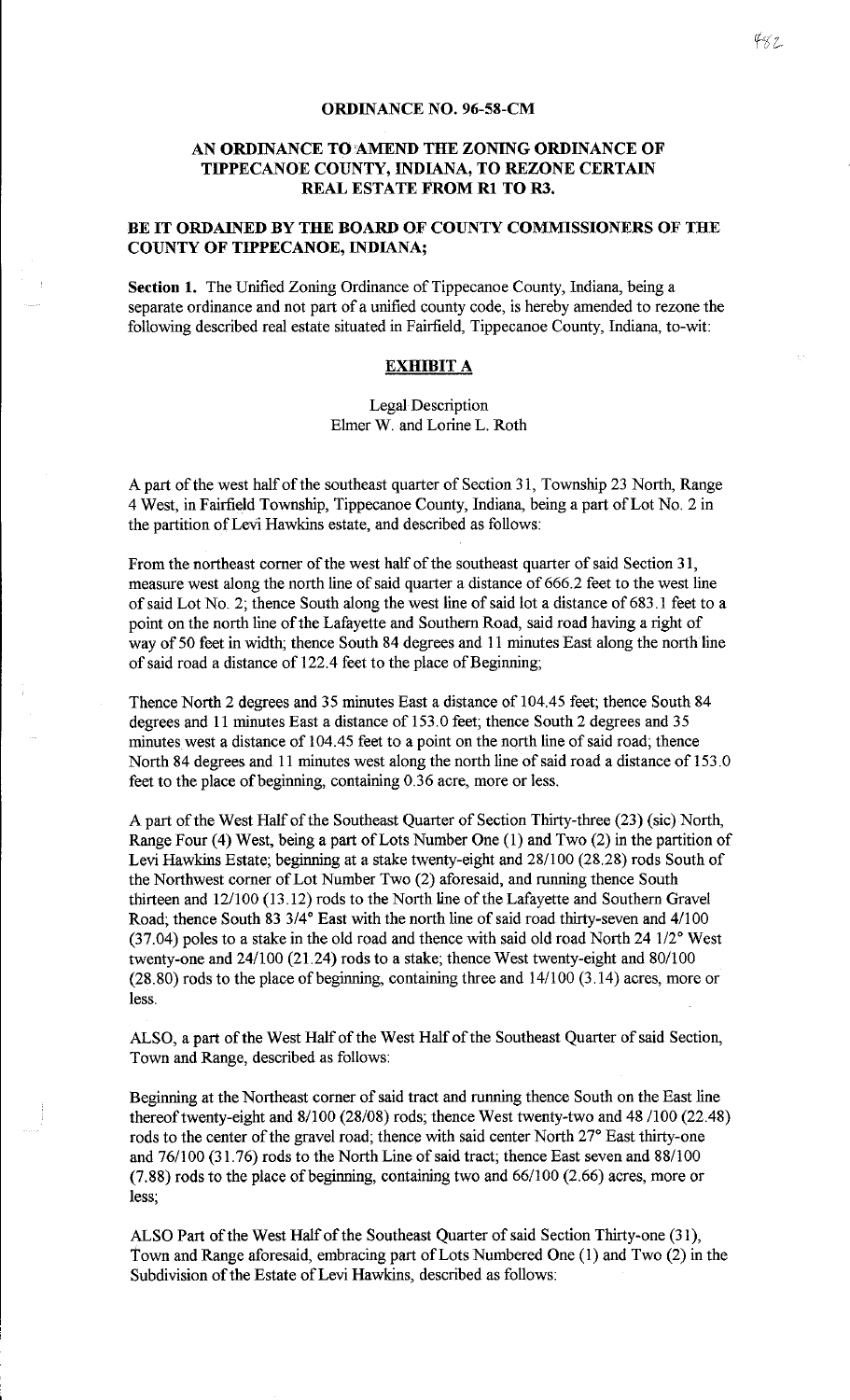## ORDINANCE NO. 96-58-CM

## AN ORDINANCE TO AMEND THE ZONING ORDINANCE OF TIPPECANOE COUNTY, INDIANA, TO REZONE CERTAIN REAL ESTATE FROM R1 TO R3.

**BE IT ORDAINED BY THE BOARD OF COUNTY COMMISSIONERS OF THE COUNTY OF TIPPECANOE, INDIANA;**

**Section 1.** The Unified Zoning Ordinance of Tippecanoe County, Indiana, being a separate ordinance and not part of a unified county code, is hereby amended to rezone the following described real estate situated in Fairfield, Tippecanoe County, Indiana, to-wit:

**EXHIBIT A**

Legal Description
Elmer W. and Lorine L. Roth

A part of the west half of the southeast quarter of Section 31, Township 23 North, Range 4 West, in Fairfield Township, Tippecanoe County, Indiana, being a part of Lot No. 2 in the partition of Levi Hawkins estate, and described as follows:

From the northeast corner of the west half of the southeast quarter of said Section 31, measure west along the north line of said quarter a distance of 666.2 feet to the west line of said Lot No. 2; thence South along the west line of said lot a distance of 683.1 feet to a point on the north line of the Lafayette and Southern Road, said road having a right of way of 50 feet in width; thence South 84 degrees and 11 minutes East along the north line of said road a distance of 122.4 feet to the place of Beginning;

Thence North 2 degrees and 35 minutes East a distance of 104.45 feet; thence South 84 degrees and 11 minutes East a distance of 153.0 feet; thence South 2 degrees and 35 minutes west a distance of 104.45 feet to a point on the north line of said road; thence North 84 degrees and 11 minutes west along the north line of said road a distance of 153.0 feet to the place of beginning, containing 0.36 acre, more or less.

A part of the West Half of the Southeast Quarter of Section Thirty-three (23) (sic) North, Range Four (4) West, being a part of Lots Number One (1) and Two (2) in the partition of Levi Hawkins Estate; beginning at a stake twenty-eight and 28/100 (28.28) rods South of the Northwest corner of Lot Number Two (2) aforesaid, and running thence South thirteen and 12/100 (13.12) rods to the North line of the Lafayette and Southern Gravel Road; thence South 83 3/4° East with the north line of said road thirty-seven and 4/100 (37.04) poles to a stake in the old road and thence with said old road North 24 1/2° West twenty-one and 24/100 (21.24) rods to a stake; thence West twenty-eight and 80/100 (28.80) rods to the place of beginning, containing three and 14/100 (3.14) acres, more or less.

ALSO, a part of the West Half of the West Half of the Southeast Quarter of said Section, Town and Range, described as follows:

Beginning at the Northeast corner of said tract and running thence South on the East line thereof twenty-eight and 8/100 (28/08) rods; thence West twenty-two and 48 /100 (22.48) rods to the center of the gravel road; thence with said center North 27° East thirty-one and 76/100 (31.76) rods to the North Line of said tract; thence East seven and 88/100 (7.88) rods to the place of beginning, containing two and 66/100 (2.66) acres, more or less;

ALSO Part of the West Half of the Southeast Quarter of said Section Thirty-one (31), Town and Range aforesaid, embracing part of Lots Numbered One (1) and Two (2) in the Subdivision of the Estate of Levi Hawkins, described as follows: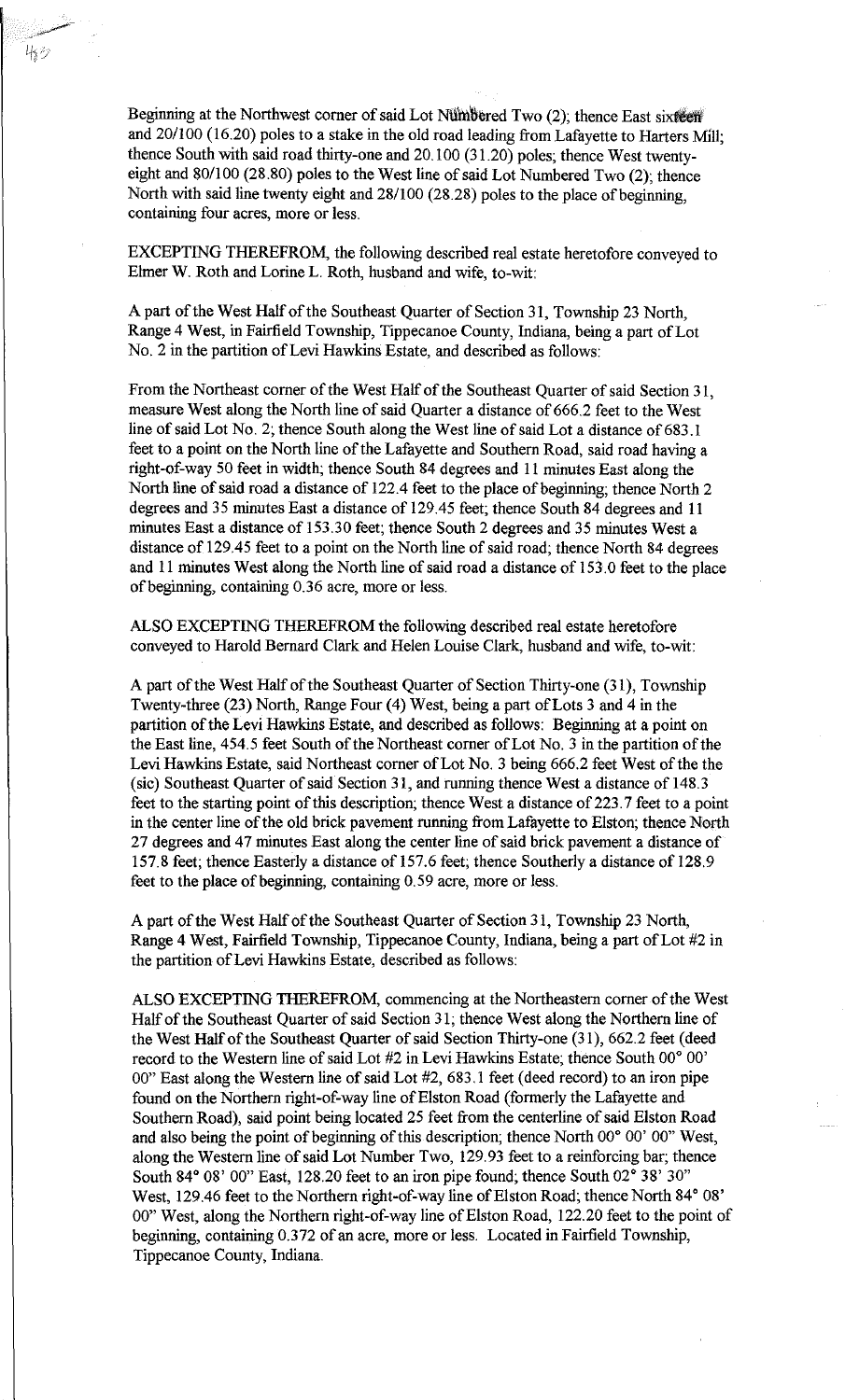Beginning at the Northwest corner of said Lot Numbered Two (2); thence East sixteen and 20/100 (16.20) poles to a stake in the old road leading from Lafayette to Harters Mill; thence South with said road thirty-one and 20.100 (31.20) poles; thence West twenty-eight and 80/100 (28.80) poles to the West line of said Lot Numbered Two (2); thence North with said line twenty eight and 28/100 (28.28) poles to the place of beginning, containing four acres, more or less.

EXCEPTING THEREFROM, the following described real estate heretofore conveyed to Elmer W. Roth and Lorine L. Roth, husband and wife, to-wit:

A part of the West Half of the Southeast Quarter of Section 31, Township 23 North, Range 4 West, in Fairfield Township, Tippecanoe County, Indiana, being a part of Lot No. 2 in the partition of Levi Hawkins Estate, and described as follows:

From the Northeast corner of the West Half of the Southeast Quarter of said Section 31, measure West along the North line of said Quarter a distance of 666.2 feet to the West line of said Lot No. 2; thence South along the West line of said Lot a distance of 683.1 feet to a point on the North line of the Lafayette and Southern Road, said road having a right-of-way 50 feet in width; thence South 84 degrees and 11 minutes East along the North line of said road a distance of 122.4 feet to the place of beginning; thence North 2 degrees and 35 minutes East a distance of 129.45 feet; thence South 84 degrees and 11 minutes East a distance of 153.30 feet; thence South 2 degrees and 35 minutes West a distance of 129.45 feet to a point on the North line of said road; thence North 84 degrees and 11 minutes West along the North line of said road a distance of 153.0 feet to the place of beginning, containing 0.36 acre, more or less.

ALSO EXCEPTING THEREFROM the following described real estate heretofore conveyed to Harold Bernard Clark and Helen Louise Clark, husband and wife, to-wit:

A part of the West Half of the Southeast Quarter of Section Thirty-one (31), Township Twenty-three (23) North, Range Four (4) West, being a part of Lots 3 and 4 in the partition of the Levi Hawkins Estate, and described as follows: Beginning at a point on the East line, 454.5 feet South of the Northeast corner of Lot No. 3 in the partition of the Levi Hawkins Estate, said Northeast corner of Lot No. 3 being 666.2 feet West of the the (sic) Southeast Quarter of said Section 31, and running thence West a distance of 148.3 feet to the starting point of this description; thence West a distance of 223.7 feet to a point in the center line of the old brick pavement running from Lafayette to Elston; thence North 27 degrees and 47 minutes East along the center line of said brick pavement a distance of 157.8 feet; thence Easterly a distance of 157.6 feet; thence Southerly a distance of 128.9 feet to the place of beginning, containing 0.59 acre, more or less.

A part of the West Half of the Southeast Quarter of Section 31, Township 23 North, Range 4 West, Fairfield Township, Tippecanoe County, Indiana, being a part of Lot #2 in the partition of Levi Hawkins Estate, described as follows:

ALSO EXCEPTING THEREFROM, commencing at the Northeastern corner of the West Half of the Southeast Quarter of said Section 31; thence West along the Northern line of the West Half of the Southeast Quarter of said Section Thirty-one (31), 662.2 feet (deed record to the Western line of said Lot #2 in Levi Hawkins Estate; thence South 00° 00' 00" East along the Western line of said Lot #2, 683.1 feet (deed record) to an iron pipe found on the Northern right-of-way line of Elston Road (formerly the Lafayette and Southern Road), said point being located 25 feet from the centerline of said Elston Road and also being the point of beginning of this description; thence North 00° 00' 00" West, along the Western line of said Lot Number Two, 129.93 feet to a reinforcing bar; thence South 84° 08' 00" East, 128.20 feet to an iron pipe found; thence South 02° 38' 30" West, 129.46 feet to the Northern right-of-way line of Elston Road; thence North 84° 08' 00" West, along the Northern right-of-way line of Elston Road, 122.20 feet to the point of beginning, containing 0.372 of an acre, more or less. Located in Fairfield Township, Tippecanoe County, Indiana.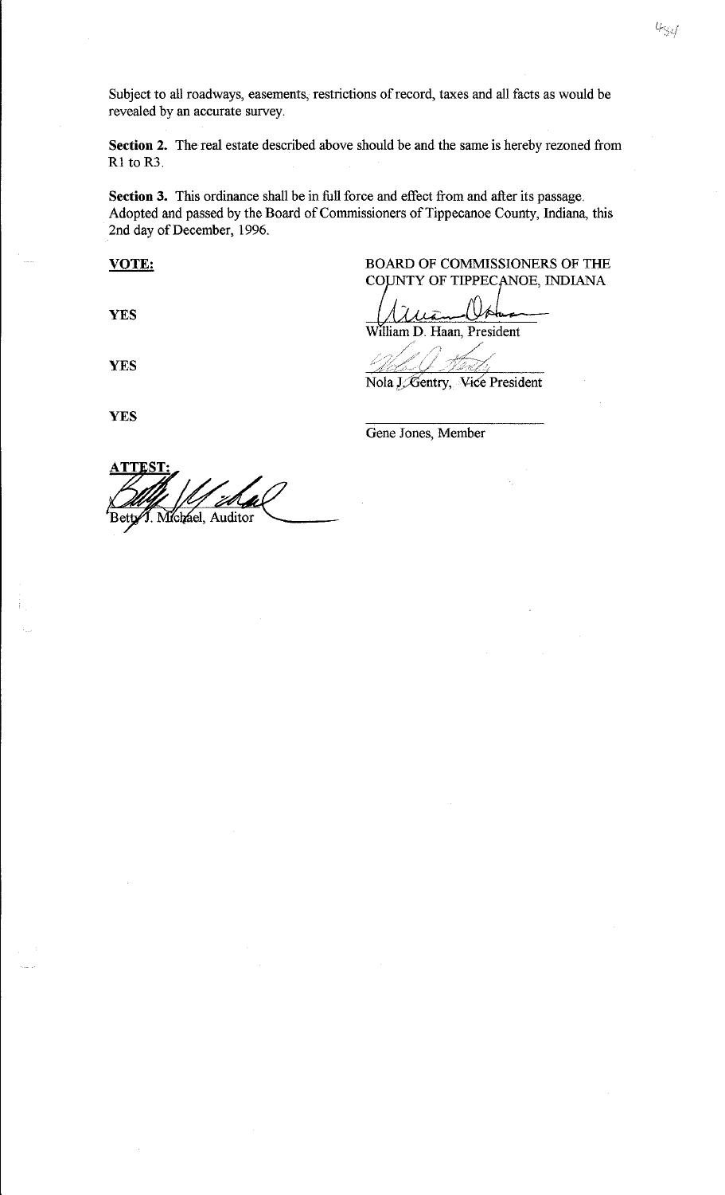Subject to all roadways, easements, restrictions of record, taxes and all facts as would be revealed by an accurate survey.

**Section 2.** The real estate described above should be and the same is hereby rezoned from R1 to R3.

**Section 3.** This ordinance shall be in full force and effect from and after its passage. Adopted and passed by the Board of Commissioners of Tippecanoe County, Indiana, this 2nd day of December, 1996.

**VOTE:**

BOARD OF COMMISSIONERS OF THE COUNTY OF TIPPECANOE, INDIANA

YES

William D. Haan, President

YES

Nola J. Gentry, Vice President

YES

Gene Jones, Member

**ATTEST:**

Betty J. Michael, Auditor